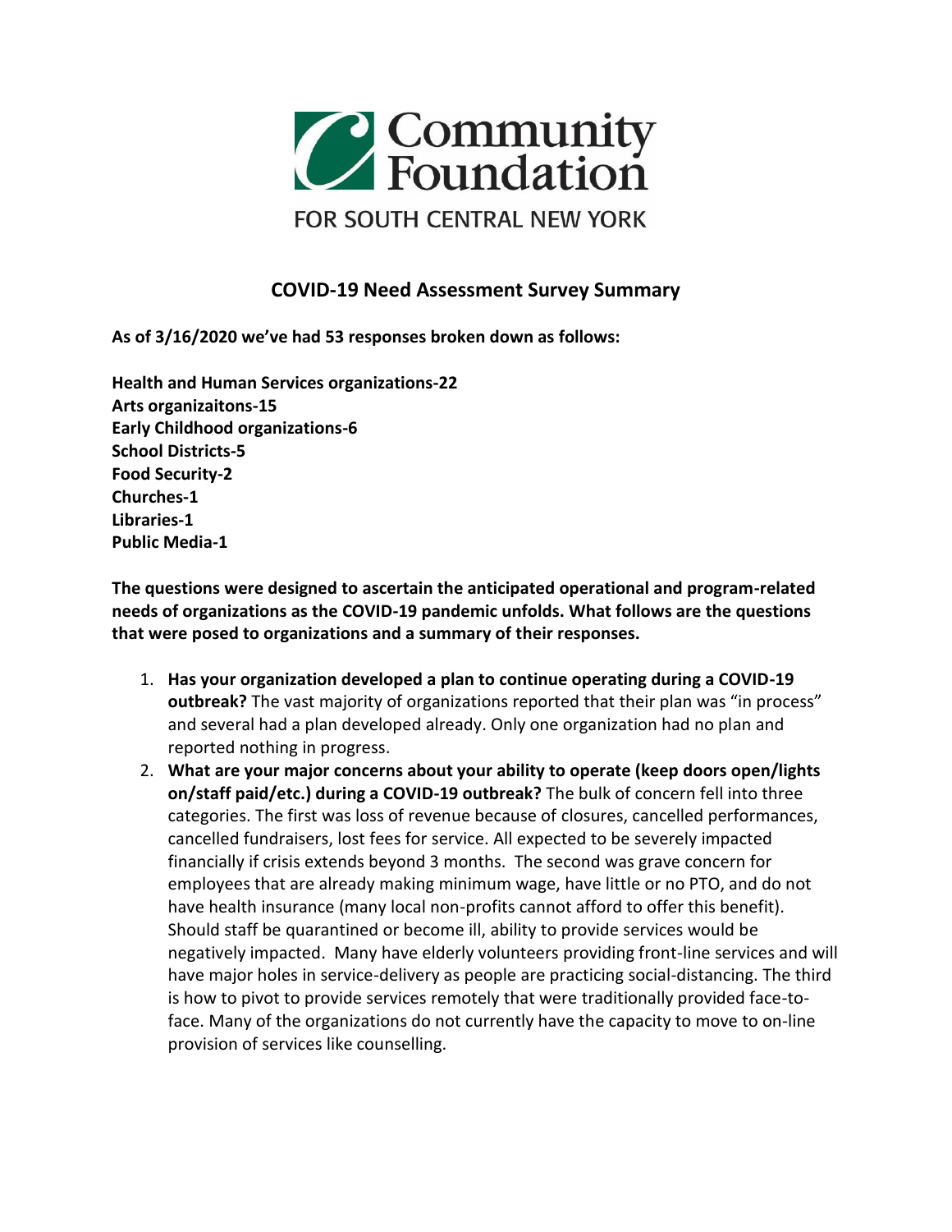Community Foundation

FOR SOUTH CENTRAL NEW YORK

## COVID-19 Need Assessment Survey Summary

**As of 3/16/2020 we've had 53 responses broken down as follows:**

**Health and Human Services organizations-22**
**Arts organizaitons-15**
**Early Childhood organizations-6**
**School Districts-5**
**Food Security-2**
**Churches-1**
**Libraries-1**
**Public Media-1**

**The questions were designed to ascertain the anticipated operational and program-related needs of organizations as the COVID-19 pandemic unfolds. What follows are the questions that were posed to organizations and a summary of their responses.**

1. **Has your organization developed a plan to continue operating during a COVID-19 outbreak?** The vast majority of organizations reported that their plan was "in process" and several had a plan developed already. Only one organization had no plan and reported nothing in progress.
2. **What are your major concerns about your ability to operate (keep doors open/lights on/staff paid/etc.) during a COVID-19 outbreak?** The bulk of concern fell into three categories. The first was loss of revenue because of closures, cancelled performances, cancelled fundraisers, lost fees for service. All expected to be severely impacted financially if crisis extends beyond 3 months. The second was grave concern for employees that are already making minimum wage, have little or no PTO, and do not have health insurance (many local non-profits cannot afford to offer this benefit). Should staff be quarantined or become ill, ability to provide services would be negatively impacted. Many have elderly volunteers providing front-line services and will have major holes in service-delivery as people are practicing social-distancing. The third is how to pivot to provide services remotely that were traditionally provided face-to-face. Many of the organizations do not currently have the capacity to move to on-line provision of services like counselling.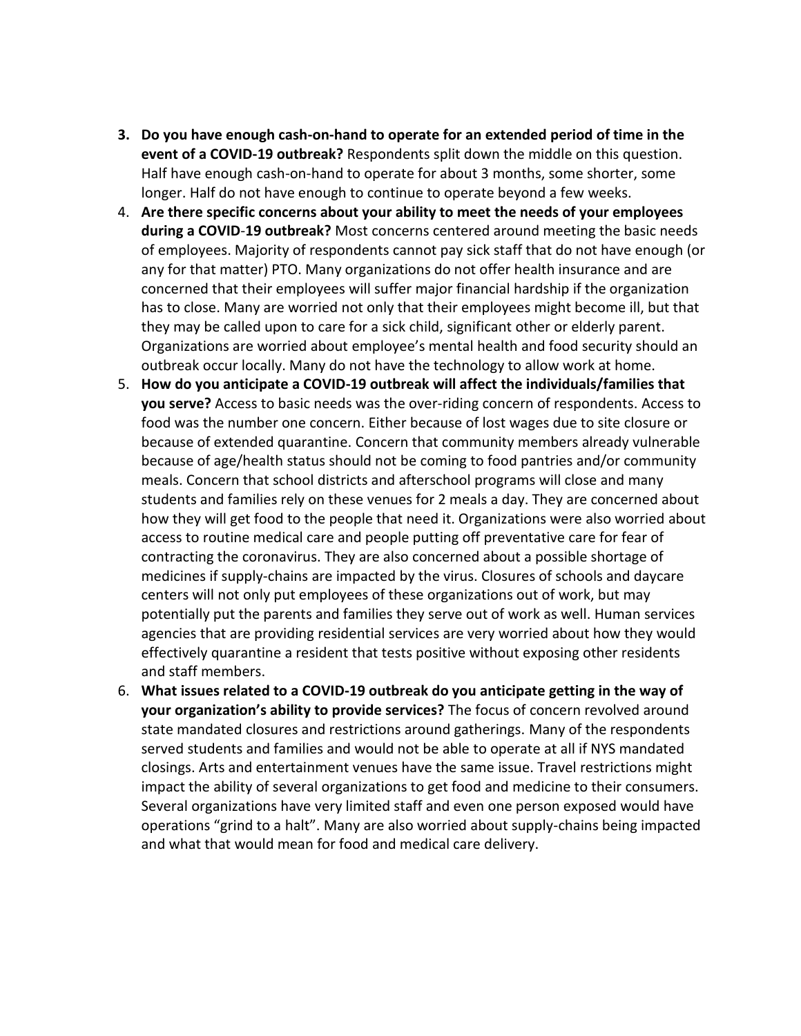3. **Do you have enough cash-on-hand to operate for an extended period of time in the event of a COVID-19 outbreak?** Respondents split down the middle on this question. Half have enough cash-on-hand to operate for about 3 months, some shorter, some longer. Half do not have enough to continue to operate beyond a few weeks.
4. **Are there specific concerns about your ability to meet the needs of your employees during a COVID-19 outbreak?** Most concerns centered around meeting the basic needs of employees. Majority of respondents cannot pay sick staff that do not have enough (or any for that matter) PTO. Many organizations do not offer health insurance and are concerned that their employees will suffer major financial hardship if the organization has to close. Many are worried not only that their employees might become ill, but that they may be called upon to care for a sick child, significant other or elderly parent. Organizations are worried about employee's mental health and food security should an outbreak occur locally. Many do not have the technology to allow work at home.
5. **How do you anticipate a COVID-19 outbreak will affect the individuals/families that you serve?** Access to basic needs was the over-riding concern of respondents. Access to food was the number one concern. Either because of lost wages due to site closure or because of extended quarantine. Concern that community members already vulnerable because of age/health status should not be coming to food pantries and/or community meals. Concern that school districts and afterschool programs will close and many students and families rely on these venues for 2 meals a day. They are concerned about how they will get food to the people that need it. Organizations were also worried about access to routine medical care and people putting off preventative care for fear of contracting the coronavirus. They are also concerned about a possible shortage of medicines if supply-chains are impacted by the virus. Closures of schools and daycare centers will not only put employees of these organizations out of work, but may potentially put the parents and families they serve out of work as well. Human services agencies that are providing residential services are very worried about how they would effectively quarantine a resident that tests positive without exposing other residents and staff members.
6. **What issues related to a COVID-19 outbreak do you anticipate getting in the way of your organization's ability to provide services?** The focus of concern revolved around state mandated closures and restrictions around gatherings. Many of the respondents served students and families and would not be able to operate at all if NYS mandated closings. Arts and entertainment venues have the same issue. Travel restrictions might impact the ability of several organizations to get food and medicine to their consumers. Several organizations have very limited staff and even one person exposed would have operations "grind to a halt". Many are also worried about supply-chains being impacted and what that would mean for food and medical care delivery.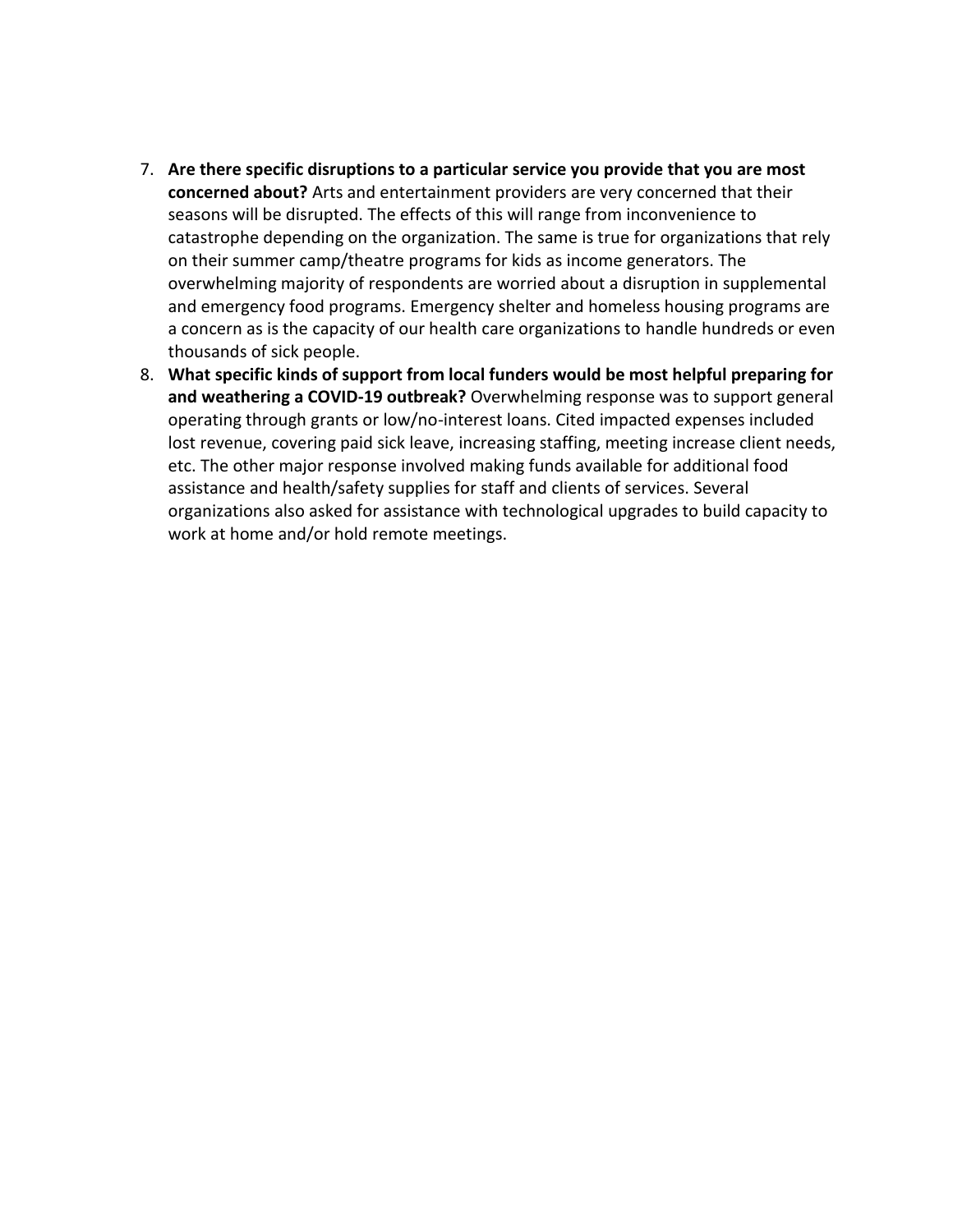7. **Are there specific disruptions to a particular service you provide that you are most concerned about?** Arts and entertainment providers are very concerned that their seasons will be disrupted. The effects of this will range from inconvenience to catastrophe depending on the organization. The same is true for organizations that rely on their summer camp/theatre programs for kids as income generators. The overwhelming majority of respondents are worried about a disruption in supplemental and emergency food programs. Emergency shelter and homeless housing programs are a concern as is the capacity of our health care organizations to handle hundreds or even thousands of sick people.
8. **What specific kinds of support from local funders would be most helpful preparing for and weathering a COVID-19 outbreak?** Overwhelming response was to support general operating through grants or low/no-interest loans. Cited impacted expenses included lost revenue, covering paid sick leave, increasing staffing, meeting increase client needs, etc. The other major response involved making funds available for additional food assistance and health/safety supplies for staff and clients of services. Several organizations also asked for assistance with technological upgrades to build capacity to work at home and/or hold remote meetings.